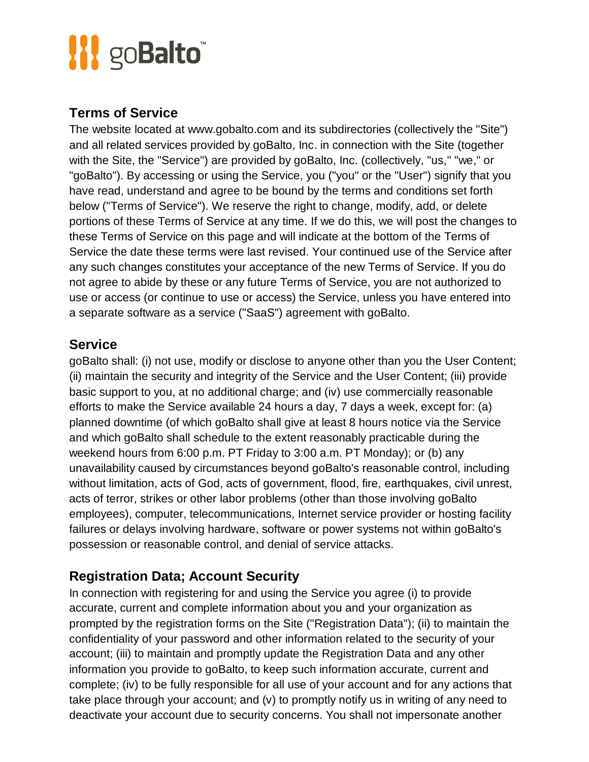goBalto™

## Terms of Service

The website located at www.gobalto.com and its subdirectories (collectively the "Site") and all related services provided by goBalto, Inc. in connection with the Site (together with the Site, the "Service") are provided by goBalto, Inc. (collectively, "us," "we," or "goBalto"). By accessing or using the Service, you ("you" or the "User") signify that you have read, understand and agree to be bound by the terms and conditions set forth below ("Terms of Service"). We reserve the right to change, modify, add, or delete portions of these Terms of Service at any time. If we do this, we will post the changes to these Terms of Service on this page and will indicate at the bottom of the Terms of Service the date these terms were last revised. Your continued use of the Service after any such changes constitutes your acceptance of the new Terms of Service. If you do not agree to abide by these or any future Terms of Service, you are not authorized to use or access (or continue to use or access) the Service, unless you have entered into a separate software as a service ("SaaS") agreement with goBalto.

## Service

goBalto shall: (i) not use, modify or disclose to anyone other than you the User Content; (ii) maintain the security and integrity of the Service and the User Content; (iii) provide basic support to you, at no additional charge; and (iv) use commercially reasonable efforts to make the Service available 24 hours a day, 7 days a week, except for: (a) planned downtime (of which goBalto shall give at least 8 hours notice via the Service and which goBalto shall schedule to the extent reasonably practicable during the weekend hours from 6:00 p.m. PT Friday to 3:00 a.m. PT Monday); or (b) any unavailability caused by circumstances beyond goBalto's reasonable control, including without limitation, acts of God, acts of government, flood, fire, earthquakes, civil unrest, acts of terror, strikes or other labor problems (other than those involving goBalto employees), computer, telecommunications, Internet service provider or hosting facility failures or delays involving hardware, software or power systems not within goBalto's possession or reasonable control, and denial of service attacks.

## Registration Data; Account Security

In connection with registering for and using the Service you agree (i) to provide accurate, current and complete information about you and your organization as prompted by the registration forms on the Site ("Registration Data"); (ii) to maintain the confidentiality of your password and other information related to the security of your account; (iii) to maintain and promptly update the Registration Data and any other information you provide to goBalto, to keep such information accurate, current and complete; (iv) to be fully responsible for all use of your account and for any actions that take place through your account; and (v) to promptly notify us in writing of any need to deactivate your account due to security concerns. You shall not impersonate another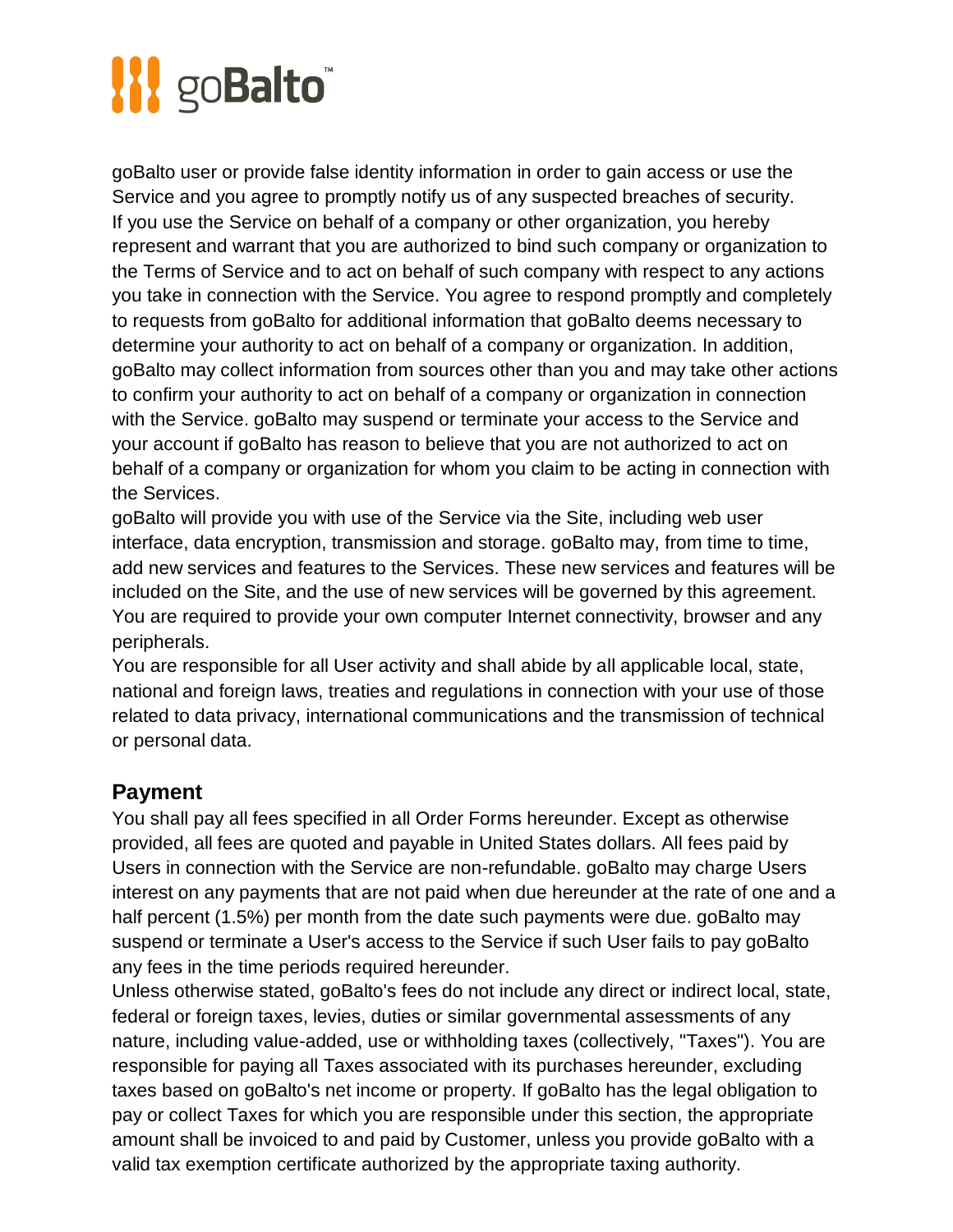goBalto user or provide false identity information in order to gain access or use the Service and you agree to promptly notify us of any suspected breaches of security.

If you use the Service on behalf of a company or other organization, you hereby represent and warrant that you are authorized to bind such company or organization to the Terms of Service and to act on behalf of such company with respect to any actions you take in connection with the Service. You agree to respond promptly and completely to requests from goBalto for additional information that goBalto deems necessary to determine your authority to act on behalf of a company or organization. In addition, goBalto may collect information from sources other than you and may take other actions to confirm your authority to act on behalf of a company or organization in connection with the Service. goBalto may suspend or terminate your access to the Service and your account if goBalto has reason to believe that you are not authorized to act on behalf of a company or organization for whom you claim to be acting in connection with the Services.

goBalto will provide you with use of the Service via the Site, including web user interface, data encryption, transmission and storage. goBalto may, from time to time, add new services and features to the Services. These new services and features will be included on the Site, and the use of new services will be governed by this agreement. You are required to provide your own computer Internet connectivity, browser and any peripherals.

You are responsible for all User activity and shall abide by all applicable local, state, national and foreign laws, treaties and regulations in connection with your use of those related to data privacy, international communications and the transmission of technical or personal data.

## Payment

You shall pay all fees specified in all Order Forms hereunder. Except as otherwise provided, all fees are quoted and payable in United States dollars. All fees paid by Users in connection with the Service are non-refundable. goBalto may charge Users interest on any payments that are not paid when due hereunder at the rate of one and a half percent (1.5%) per month from the date such payments were due. goBalto may suspend or terminate a User's access to the Service if such User fails to pay goBalto any fees in the time periods required hereunder.

Unless otherwise stated, goBalto's fees do not include any direct or indirect local, state, federal or foreign taxes, levies, duties or similar governmental assessments of any nature, including value-added, use or withholding taxes (collectively, "Taxes"). You are responsible for paying all Taxes associated with its purchases hereunder, excluding taxes based on goBalto's net income or property. If goBalto has the legal obligation to pay or collect Taxes for which you are responsible under this section, the appropriate amount shall be invoiced to and paid by Customer, unless you provide goBalto with a valid tax exemption certificate authorized by the appropriate taxing authority.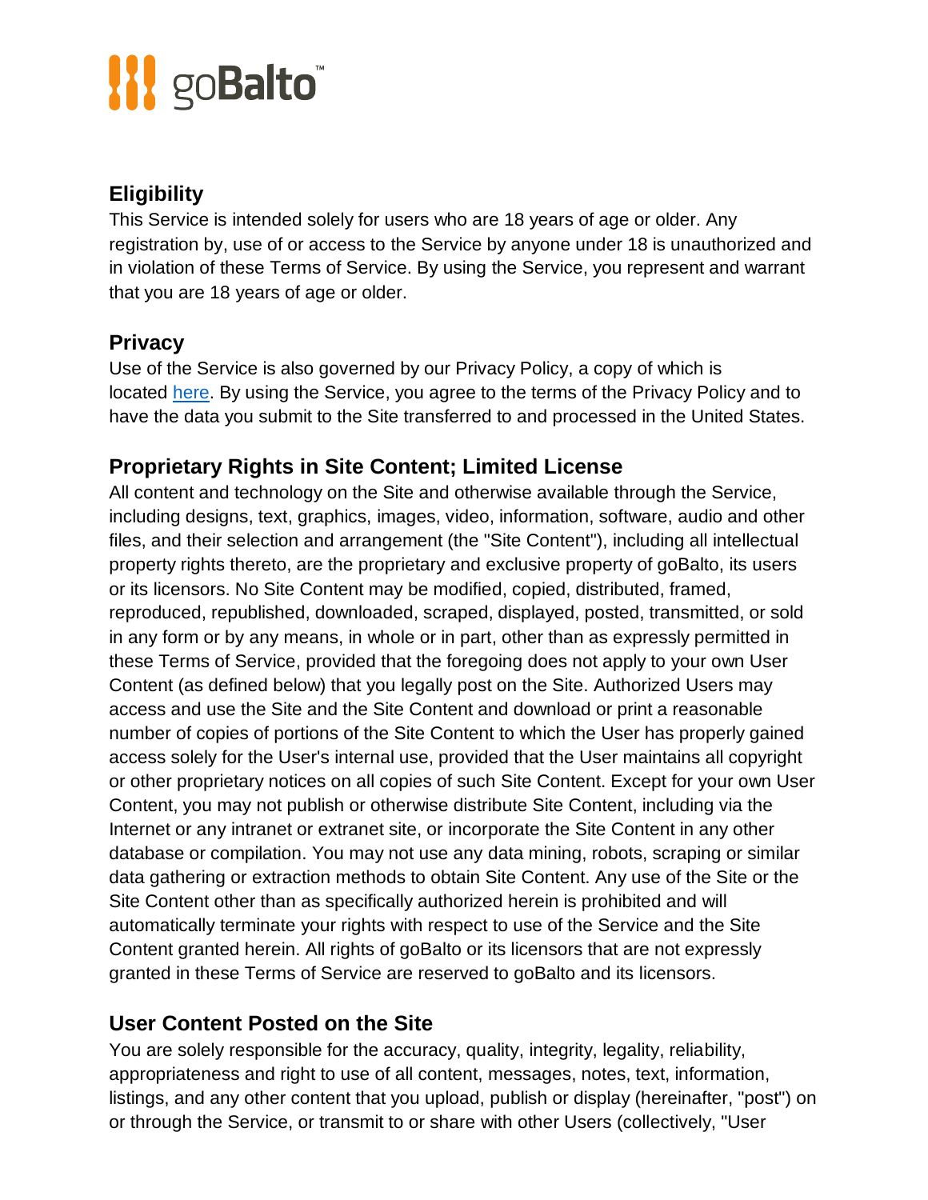## Eligibility

This Service is intended solely for users who are 18 years of age or older. Any registration by, use of or access to the Service by anyone under 18 is unauthorized and in violation of these Terms of Service. By using the Service, you represent and warrant that you are 18 years of age or older.

## Privacy

Use of the Service is also governed by our Privacy Policy, a copy of which is located [here](). By using the Service, you agree to the terms of the Privacy Policy and to have the data you submit to the Site transferred to and processed in the United States.

## Proprietary Rights in Site Content; Limited License

All content and technology on the Site and otherwise available through the Service, including designs, text, graphics, images, video, information, software, audio and other files, and their selection and arrangement (the "Site Content"), including all intellectual property rights thereto, are the proprietary and exclusive property of goBalto, its users or its licensors. No Site Content may be modified, copied, distributed, framed, reproduced, republished, downloaded, scraped, displayed, posted, transmitted, or sold in any form or by any means, in whole or in part, other than as expressly permitted in these Terms of Service, provided that the foregoing does not apply to your own User Content (as defined below) that you legally post on the Site. Authorized Users may access and use the Site and the Site Content and download or print a reasonable number of copies of portions of the Site Content to which the User has properly gained access solely for the User's internal use, provided that the User maintains all copyright or other proprietary notices on all copies of such Site Content. Except for your own User Content, you may not publish or otherwise distribute Site Content, including via the Internet or any intranet or extranet site, or incorporate the Site Content in any other database or compilation. You may not use any data mining, robots, scraping or similar data gathering or extraction methods to obtain Site Content. Any use of the Site or the Site Content other than as specifically authorized herein is prohibited and will automatically terminate your rights with respect to use of the Service and the Site Content granted herein. All rights of goBalto or its licensors that are not expressly granted in these Terms of Service are reserved to goBalto and its licensors.

## User Content Posted on the Site

You are solely responsible for the accuracy, quality, integrity, legality, reliability, appropriateness and right to use of all content, messages, notes, text, information, listings, and any other content that you upload, publish or display (hereinafter, "post") on or through the Service, or transmit to or share with other Users (collectively, "User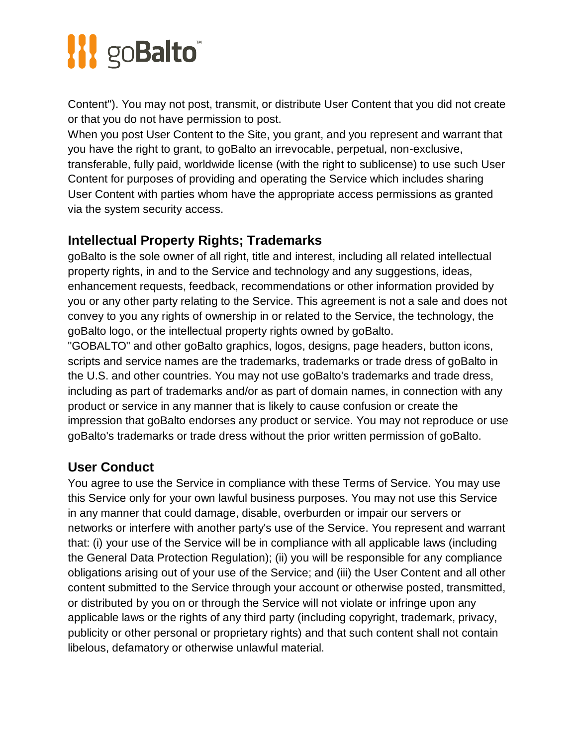Content"). You may not post, transmit, or distribute User Content that you did not create or that you do not have permission to post.
When you post User Content to the Site, you grant, and you represent and warrant that you have the right to grant, to goBalto an irrevocable, perpetual, non-exclusive, transferable, fully paid, worldwide license (with the right to sublicense) to use such User Content for purposes of providing and operating the Service which includes sharing User Content with parties whom have the appropriate access permissions as granted via the system security access.

## Intellectual Property Rights; Trademarks

goBalto is the sole owner of all right, title and interest, including all related intellectual property rights, in and to the Service and technology and any suggestions, ideas, enhancement requests, feedback, recommendations or other information provided by you or any other party relating to the Service. This agreement is not a sale and does not convey to you any rights of ownership in or related to the Service, the technology, the goBalto logo, or the intellectual property rights owned by goBalto.
"GOBALTO" and other goBalto graphics, logos, designs, page headers, button icons, scripts and service names are the trademarks, trademarks or trade dress of goBalto in the U.S. and other countries. You may not use goBalto's trademarks and trade dress, including as part of trademarks and/or as part of domain names, in connection with any product or service in any manner that is likely to cause confusion or create the impression that goBalto endorses any product or service. You may not reproduce or use goBalto's trademarks or trade dress without the prior written permission of goBalto.

## User Conduct

You agree to use the Service in compliance with these Terms of Service. You may use this Service only for your own lawful business purposes. You may not use this Service in any manner that could damage, disable, overburden or impair our servers or networks or interfere with another party's use of the Service. You represent and warrant that: (i) your use of the Service will be in compliance with all applicable laws (including the General Data Protection Regulation); (ii) you will be responsible for any compliance obligations arising out of your use of the Service; and (iii) the User Content and all other content submitted to the Service through your account or otherwise posted, transmitted, or distributed by you on or through the Service will not violate or infringe upon any applicable laws or the rights of any third party (including copyright, trademark, privacy, publicity or other personal or proprietary rights) and that such content shall not contain libelous, defamatory or otherwise unlawful material.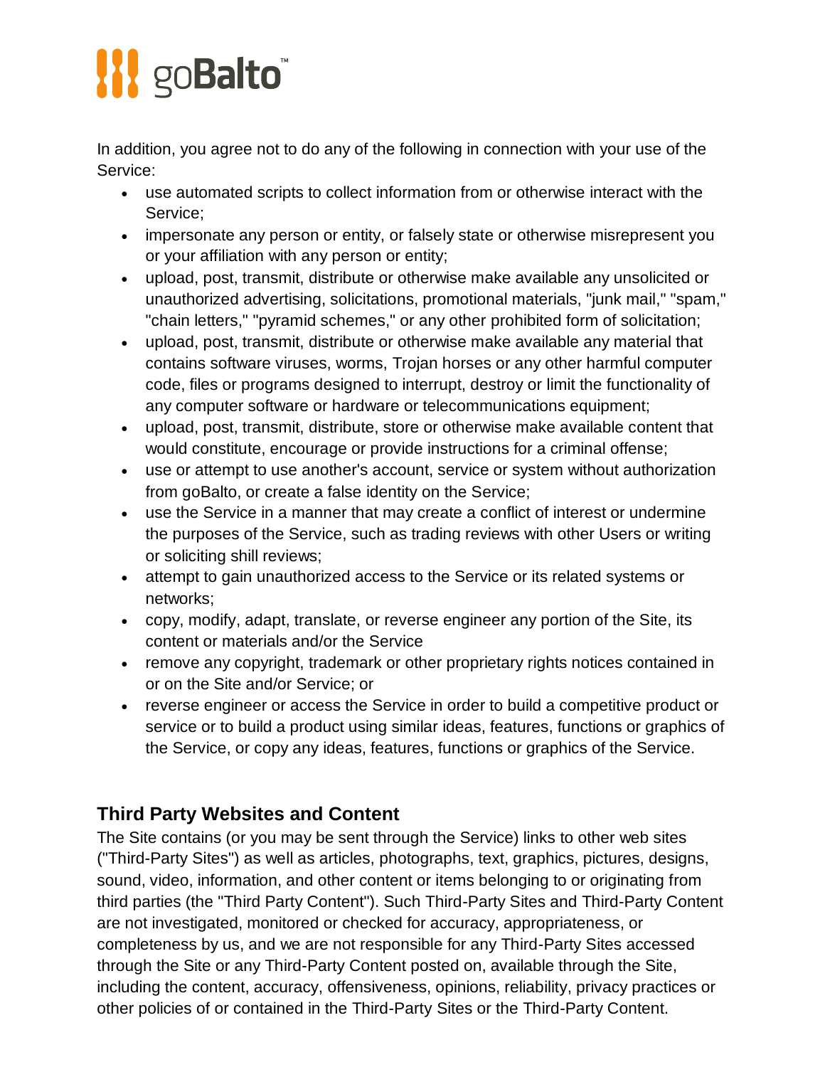In addition, you agree not to do any of the following in connection with your use of the Service:

- use automated scripts to collect information from or otherwise interact with the Service;
- impersonate any person or entity, or falsely state or otherwise misrepresent you or your affiliation with any person or entity;
- upload, post, transmit, distribute or otherwise make available any unsolicited or unauthorized advertising, solicitations, promotional materials, "junk mail," "spam," "chain letters," "pyramid schemes," or any other prohibited form of solicitation;
- upload, post, transmit, distribute or otherwise make available any material that contains software viruses, worms, Trojan horses or any other harmful computer code, files or programs designed to interrupt, destroy or limit the functionality of any computer software or hardware or telecommunications equipment;
- upload, post, transmit, distribute, store or otherwise make available content that would constitute, encourage or provide instructions for a criminal offense;
- use or attempt to use another's account, service or system without authorization from goBalto, or create a false identity on the Service;
- use the Service in a manner that may create a conflict of interest or undermine the purposes of the Service, such as trading reviews with other Users or writing or soliciting shill reviews;
- attempt to gain unauthorized access to the Service or its related systems or networks;
- copy, modify, adapt, translate, or reverse engineer any portion of the Site, its content or materials and/or the Service
- remove any copyright, trademark or other proprietary rights notices contained in or on the Site and/or Service; or
- reverse engineer or access the Service in order to build a competitive product or service or to build a product using similar ideas, features, functions or graphics of the Service, or copy any ideas, features, functions or graphics of the Service.

## Third Party Websites and Content

The Site contains (or you may be sent through the Service) links to other web sites ("Third-Party Sites") as well as articles, photographs, text, graphics, pictures, designs, sound, video, information, and other content or items belonging to or originating from third parties (the "Third Party Content"). Such Third-Party Sites and Third-Party Content are not investigated, monitored or checked for accuracy, appropriateness, or completeness by us, and we are not responsible for any Third-Party Sites accessed through the Site or any Third-Party Content posted on, available through the Site, including the content, accuracy, offensiveness, opinions, reliability, privacy practices or other policies of or contained in the Third-Party Sites or the Third-Party Content.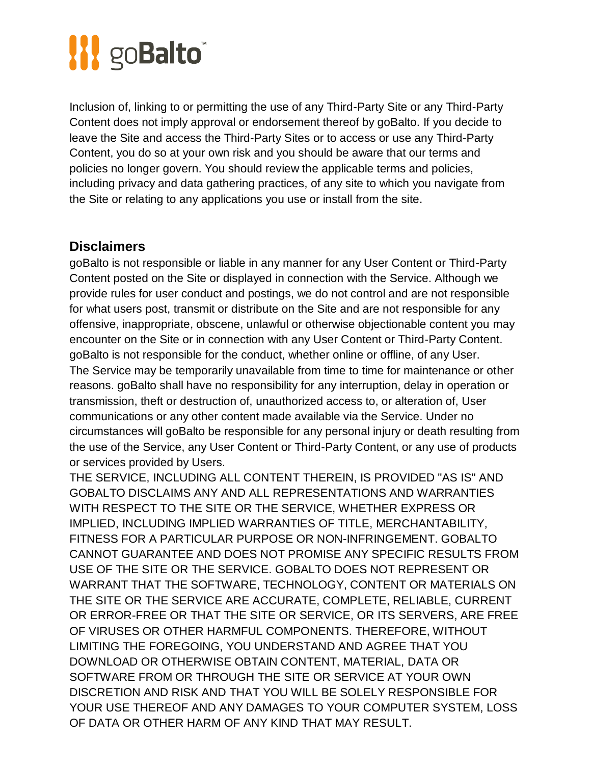Inclusion of, linking to or permitting the use of any Third-Party Site or any Third-Party Content does not imply approval or endorsement thereof by goBalto. If you decide to leave the Site and access the Third-Party Sites or to access or use any Third-Party Content, you do so at your own risk and you should be aware that our terms and policies no longer govern. You should review the applicable terms and policies, including privacy and data gathering practices, of any site to which you navigate from the Site or relating to any applications you use or install from the site.

## Disclaimers

goBalto is not responsible or liable in any manner for any User Content or Third-Party Content posted on the Site or displayed in connection with the Service. Although we provide rules for user conduct and postings, we do not control and are not responsible for what users post, transmit or distribute on the Site and are not responsible for any offensive, inappropriate, obscene, unlawful or otherwise objectionable content you may encounter on the Site or in connection with any User Content or Third-Party Content. goBalto is not responsible for the conduct, whether online or offline, of any User.
The Service may be temporarily unavailable from time to time for maintenance or other reasons. goBalto shall have no responsibility for any interruption, delay in operation or transmission, theft or destruction of, unauthorized access to, or alteration of, User communications or any other content made available via the Service. Under no circumstances will goBalto be responsible for any personal injury or death resulting from the use of the Service, any User Content or Third-Party Content, or any use of products or services provided by Users.
THE SERVICE, INCLUDING ALL CONTENT THEREIN, IS PROVIDED "AS IS" AND GOBALTO DISCLAIMS ANY AND ALL REPRESENTATIONS AND WARRANTIES WITH RESPECT TO THE SITE OR THE SERVICE, WHETHER EXPRESS OR IMPLIED, INCLUDING IMPLIED WARRANTIES OF TITLE, MERCHANTABILITY, FITNESS FOR A PARTICULAR PURPOSE OR NON-INFRINGEMENT. GOBALTO CANNOT GUARANTEE AND DOES NOT PROMISE ANY SPECIFIC RESULTS FROM USE OF THE SITE OR THE SERVICE. GOBALTO DOES NOT REPRESENT OR WARRANT THAT THE SOFTWARE, TECHNOLOGY, CONTENT OR MATERIALS ON THE SITE OR THE SERVICE ARE ACCURATE, COMPLETE, RELIABLE, CURRENT OR ERROR-FREE OR THAT THE SITE OR SERVICE, OR ITS SERVERS, ARE FREE OF VIRUSES OR OTHER HARMFUL COMPONENTS. THEREFORE, WITHOUT LIMITING THE FOREGOING, YOU UNDERSTAND AND AGREE THAT YOU DOWNLOAD OR OTHERWISE OBTAIN CONTENT, MATERIAL, DATA OR SOFTWARE FROM OR THROUGH THE SITE OR SERVICE AT YOUR OWN DISCRETION AND RISK AND THAT YOU WILL BE SOLELY RESPONSIBLE FOR YOUR USE THEREOF AND ANY DAMAGES TO YOUR COMPUTER SYSTEM, LOSS OF DATA OR OTHER HARM OF ANY KIND THAT MAY RESULT.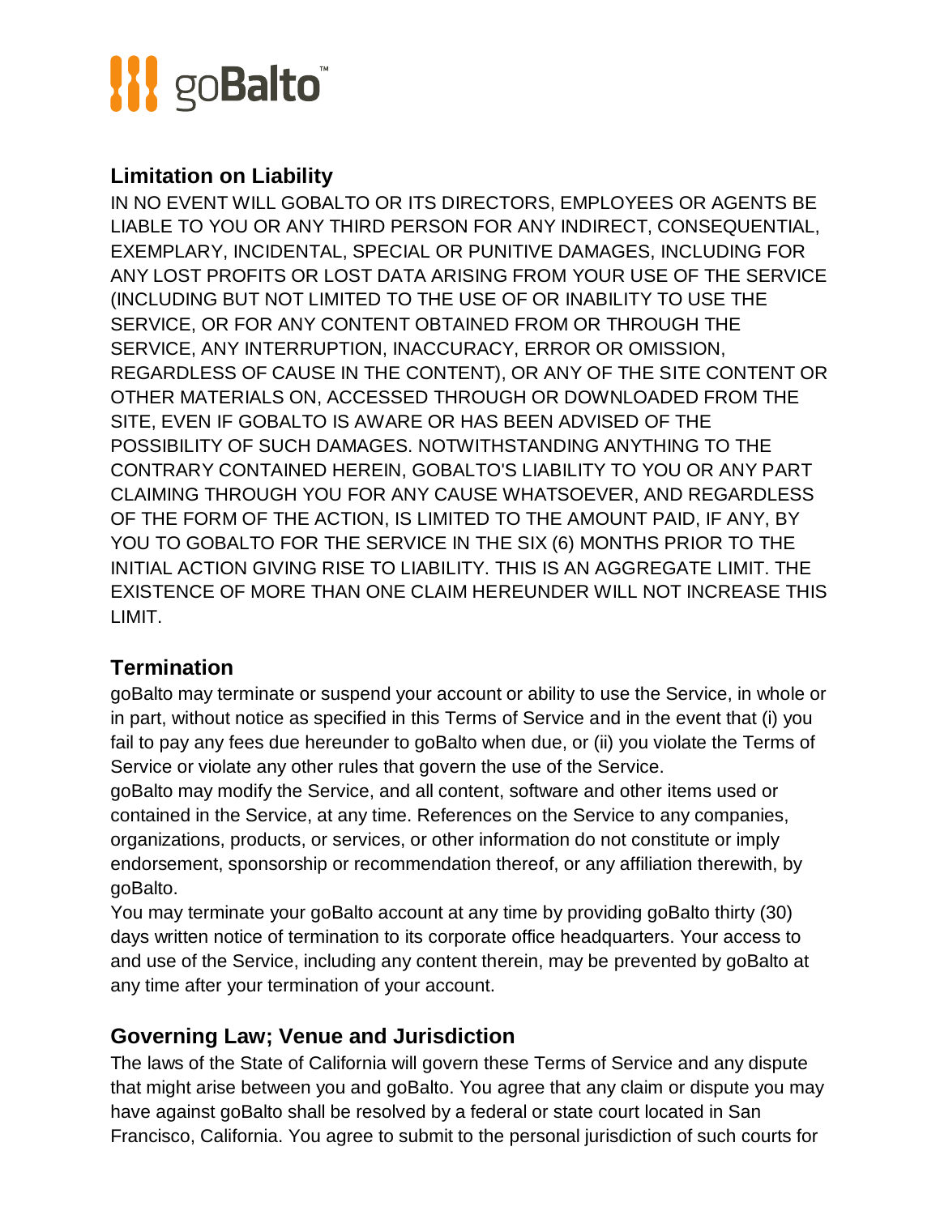## Limitation on Liability

IN NO EVENT WILL GOBALTO OR ITS DIRECTORS, EMPLOYEES OR AGENTS BE LIABLE TO YOU OR ANY THIRD PERSON FOR ANY INDIRECT, CONSEQUENTIAL, EXEMPLARY, INCIDENTAL, SPECIAL OR PUNITIVE DAMAGES, INCLUDING FOR ANY LOST PROFITS OR LOST DATA ARISING FROM YOUR USE OF THE SERVICE (INCLUDING BUT NOT LIMITED TO THE USE OF OR INABILITY TO USE THE SERVICE, OR FOR ANY CONTENT OBTAINED FROM OR THROUGH THE SERVICE, ANY INTERRUPTION, INACCURACY, ERROR OR OMISSION, REGARDLESS OF CAUSE IN THE CONTENT), OR ANY OF THE SITE CONTENT OR OTHER MATERIALS ON, ACCESSED THROUGH OR DOWNLOADED FROM THE SITE, EVEN IF GOBALTO IS AWARE OR HAS BEEN ADVISED OF THE POSSIBILITY OF SUCH DAMAGES. NOTWITHSTANDING ANYTHING TO THE CONTRARY CONTAINED HEREIN, GOBALTO'S LIABILITY TO YOU OR ANY PART CLAIMING THROUGH YOU FOR ANY CAUSE WHATSOEVER, AND REGARDLESS OF THE FORM OF THE ACTION, IS LIMITED TO THE AMOUNT PAID, IF ANY, BY YOU TO GOBALTO FOR THE SERVICE IN THE SIX (6) MONTHS PRIOR TO THE INITIAL ACTION GIVING RISE TO LIABILITY. THIS IS AN AGGREGATE LIMIT. THE EXISTENCE OF MORE THAN ONE CLAIM HEREUNDER WILL NOT INCREASE THIS LIMIT.

## Termination

goBalto may terminate or suspend your account or ability to use the Service, in whole or in part, without notice as specified in this Terms of Service and in the event that (i) you fail to pay any fees due hereunder to goBalto when due, or (ii) you violate the Terms of Service or violate any other rules that govern the use of the Service.

goBalto may modify the Service, and all content, software and other items used or contained in the Service, at any time. References on the Service to any companies, organizations, products, or services, or other information do not constitute or imply endorsement, sponsorship or recommendation thereof, or any affiliation therewith, by goBalto.

You may terminate your goBalto account at any time by providing goBalto thirty (30) days written notice of termination to its corporate office headquarters. Your access to and use of the Service, including any content therein, may be prevented by goBalto at any time after your termination of your account.

## Governing Law; Venue and Jurisdiction

The laws of the State of California will govern these Terms of Service and any dispute that might arise between you and goBalto. You agree that any claim or dispute you may have against goBalto shall be resolved by a federal or state court located in San Francisco, California. You agree to submit to the personal jurisdiction of such courts for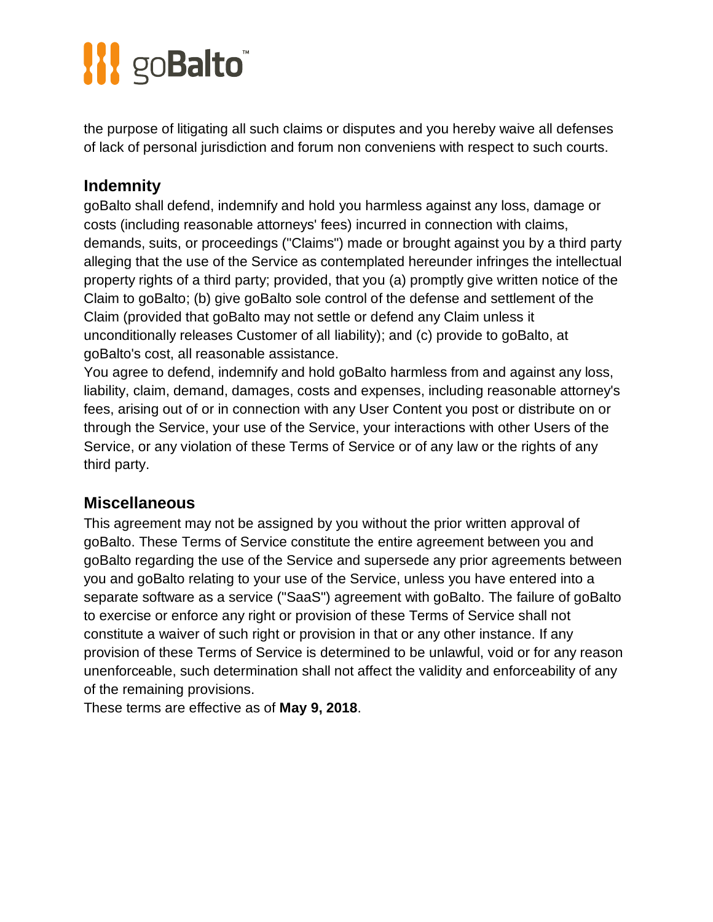the purpose of litigating all such claims or disputes and you hereby waive all defenses of lack of personal jurisdiction and forum non conveniens with respect to such courts.

## Indemnity

goBalto shall defend, indemnify and hold you harmless against any loss, damage or costs (including reasonable attorneys' fees) incurred in connection with claims, demands, suits, or proceedings ("Claims") made or brought against you by a third party alleging that the use of the Service as contemplated hereunder infringes the intellectual property rights of a third party; provided, that you (a) promptly give written notice of the Claim to goBalto; (b) give goBalto sole control of the defense and settlement of the Claim (provided that goBalto may not settle or defend any Claim unless it unconditionally releases Customer of all liability); and (c) provide to goBalto, at goBalto's cost, all reasonable assistance.

You agree to defend, indemnify and hold goBalto harmless from and against any loss, liability, claim, demand, damages, costs and expenses, including reasonable attorney's fees, arising out of or in connection with any User Content you post or distribute on or through the Service, your use of the Service, your interactions with other Users of the Service, or any violation of these Terms of Service or of any law or the rights of any third party.

## Miscellaneous

This agreement may not be assigned by you without the prior written approval of goBalto. These Terms of Service constitute the entire agreement between you and goBalto regarding the use of the Service and supersede any prior agreements between you and goBalto relating to your use of the Service, unless you have entered into a separate software as a service ("SaaS") agreement with goBalto. The failure of goBalto to exercise or enforce any right or provision of these Terms of Service shall not constitute a waiver of such right or provision in that or any other instance. If any provision of these Terms of Service is determined to be unlawful, void or for any reason unenforceable, such determination shall not affect the validity and enforceability of any of the remaining provisions.

These terms are effective as of **May 9, 2018**.